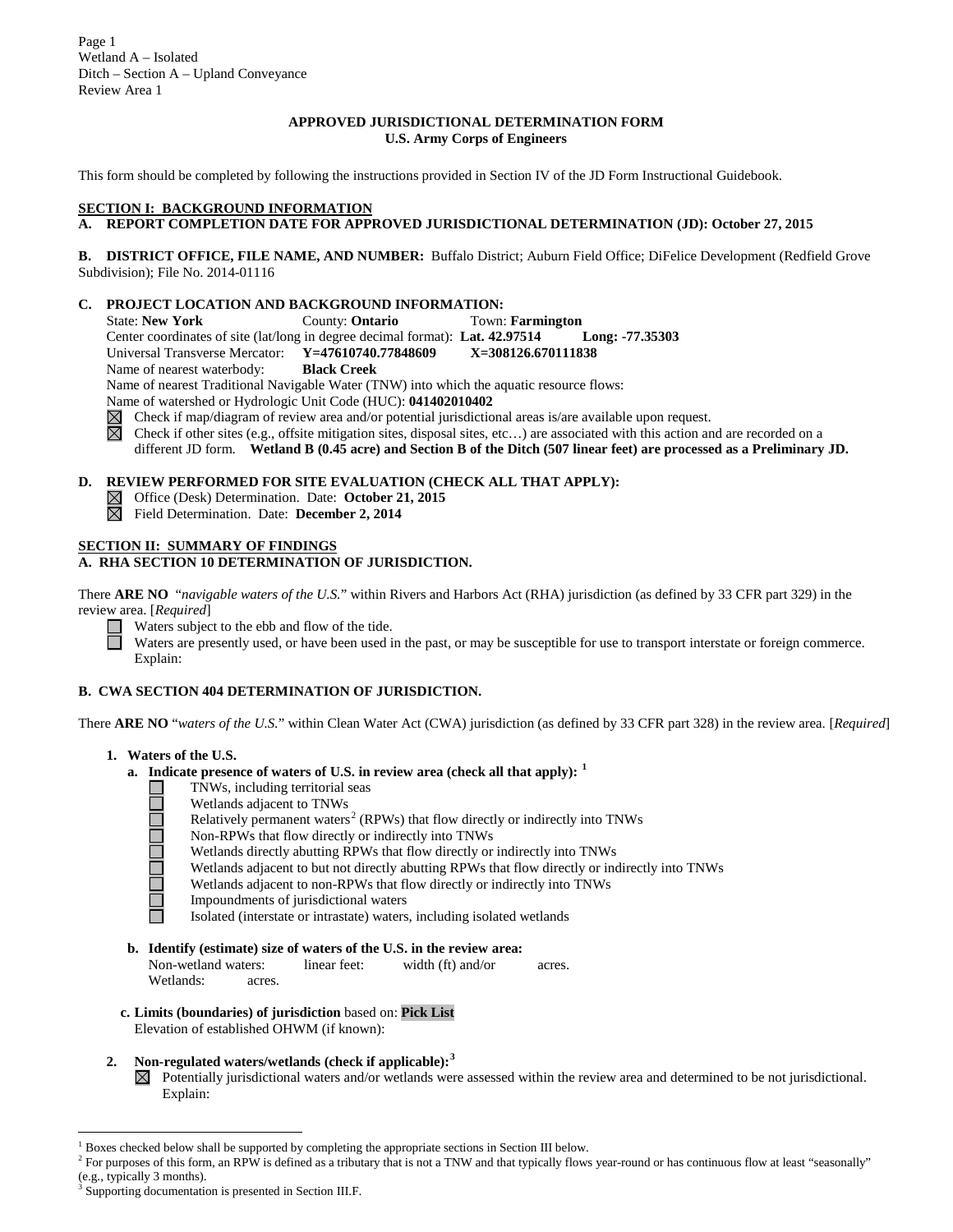Wetland A – Isolated
Ditch – Section A – Upland Conveyance
Review Area 1

## APPROVED JURISDICTIONAL DETERMINATION FORM
**U.S. Army Corps of Engineers**

This form should be completed by following the instructions provided in Section IV of the JD Form Instructional Guidebook.

### SECTION I: BACKGROUND INFORMATION

**A. REPORT COMPLETION DATE FOR APPROVED JURISDICTIONAL DETERMINATION (JD): October 27, 2015**

**B. DISTRICT OFFICE, FILE NAME, AND NUMBER:** Buffalo District; Auburn Field Office; DiFelice Development (Redfield Grove Subdivision); File No. 2014-01116

**C. PROJECT LOCATION AND BACKGROUND INFORMATION:**

State: **New York** County: **Ontario** Town: **Farmington**
Center coordinates of site (lat/long in degree decimal format): **Lat. 42.97514** **Long: -77.35303**
Universal Transverse Mercator: **Y=47610740.77848609** **X=308126.670111838**
Name of nearest waterbody: **Black Creek**
Name of nearest Traditional Navigable Water (TNW) into which the aquatic resource flows:
Name of watershed or Hydrologic Unit Code (HUC): **041402010402**

☒ Check if map/diagram of review area and/or potential jurisdictional areas is/are available upon request.
☒ Check if other sites (e.g., offsite mitigation sites, disposal sites, etc…) are associated with this action and are recorded on a different JD form. **Wetland B (0.45 acre) and Section B of the Ditch (507 linear feet) are processed as a Preliminary JD.**

**D. REVIEW PERFORMED FOR SITE EVALUATION (CHECK ALL THAT APPLY):**

☒ Office (Desk) Determination. Date: **October 21, 2015**
☒ Field Determination. Date: **December 2, 2014**

### SECTION II: SUMMARY OF FINDINGS

**A. RHA SECTION 10 DETERMINATION OF JURISDICTION.**

There **ARE NO** "*navigable waters of the U.S.*" within Rivers and Harbors Act (RHA) jurisdiction (as defined by 33 CFR part 329) in the review area. [*Required*]

☐ Waters subject to the ebb and flow of the tide.
☐ Waters are presently used, or have been used in the past, or may be susceptible for use to transport interstate or foreign commerce. Explain:

**B. CWA SECTION 404 DETERMINATION OF JURISDICTION.**

There **ARE NO** "*waters of the U.S.*" within Clean Water Act (CWA) jurisdiction (as defined by 33 CFR part 328) in the review area. [*Required*]

**1. Waters of the U.S.**

**a. Indicate presence of waters of U.S. in review area (check all that apply):** [1]

☐ TNWs, including territorial seas
☐ Wetlands adjacent to TNWs
☐ Relatively permanent waters[2] (RPWs) that flow directly or indirectly into TNWs
☐ Non-RPWs that flow directly or indirectly into TNWs
☐ Wetlands directly abutting RPWs that flow directly or indirectly into TNWs
☐ Wetlands adjacent to but not directly abutting RPWs that flow directly or indirectly into TNWs
☐ Wetlands adjacent to non-RPWs that flow directly or indirectly into TNWs
☐ Impoundments of jurisdictional waters
☐ Isolated (interstate or intrastate) waters, including isolated wetlands

**b. Identify (estimate) size of waters of the U.S. in the review area:**

Non-wetland waters: linear feet: width (ft) and/or acres.
Wetlands: acres.

**c. Limits (boundaries) of jurisdiction** based on: **Pick List**
Elevation of established OHWM (if known):

**2. Non-regulated waters/wetlands (check if applicable):**[3]

☒ Potentially jurisdictional waters and/or wetlands were assessed within the review area and determined to be not jurisdictional. Explain:

---

[1] Boxes checked below shall be supported by completing the appropriate sections in Section III below.
[2] For purposes of this form, an RPW is defined as a tributary that is not a TNW and that typically flows year-round or has continuous flow at least "seasonally" (e.g., typically 3 months).
[3] Supporting documentation is presented in Section III.F.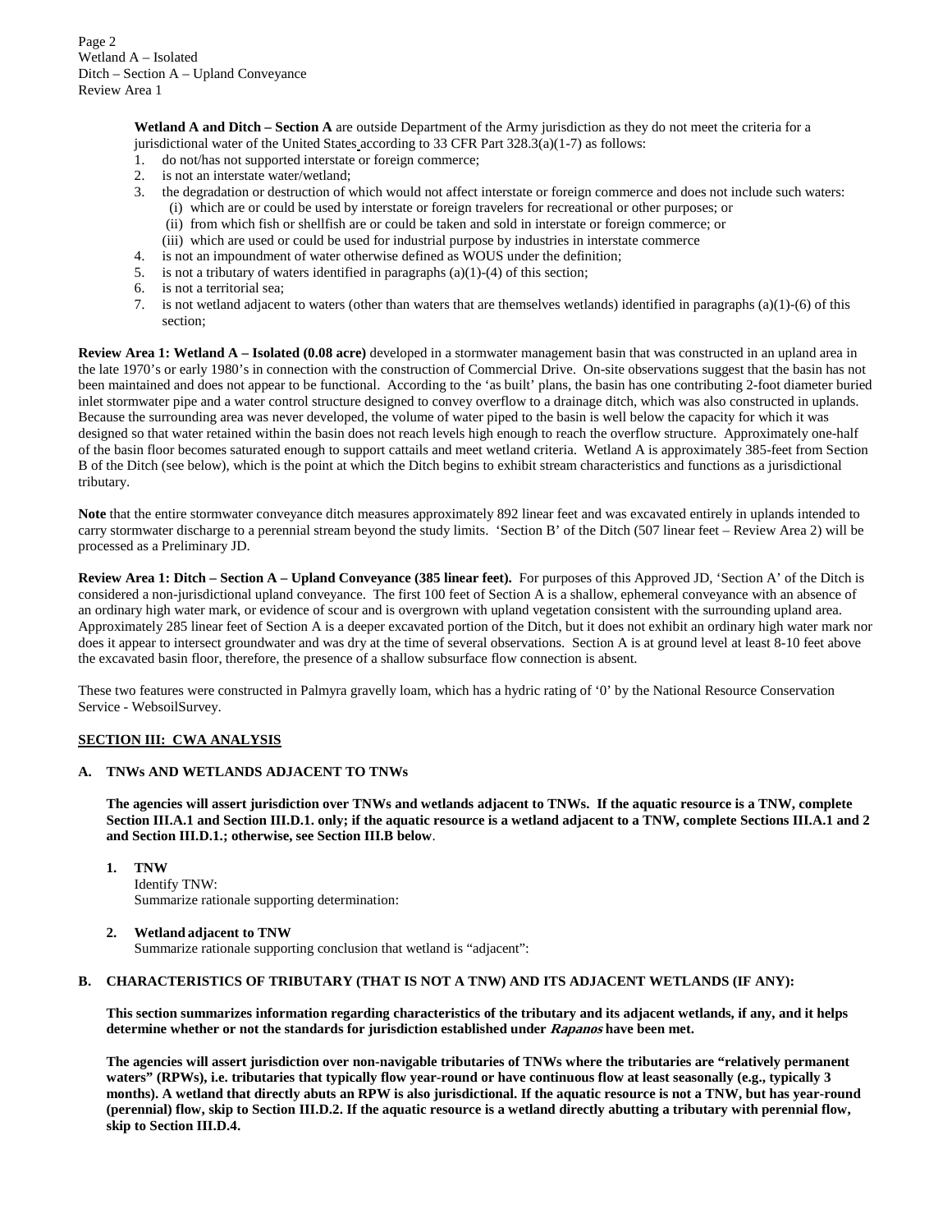**Wetland A and Ditch – Section A** are outside Department of the Army jurisdiction as they do not meet the criteria for a jurisdictional water of the United States according to 33 CFR Part 328.3(a)(1-7) as follows:

1. do not/has not supported interstate or foreign commerce;
2. is not an interstate water/wetland;
3. the degradation or destruction of which would not affect interstate or foreign commerce and does not include such waters:
   - (i) which are or could be used by interstate or foreign travelers for recreational or other purposes; or
   - (ii) from which fish or shellfish are or could be taken and sold in interstate or foreign commerce; or
   - (iii) which are used or could be used for industrial purpose by industries in interstate commerce
4. is not an impoundment of water otherwise defined as WOUS under the definition;
5. is not a tributary of waters identified in paragraphs (a)(1)-(4) of this section;
6. is not a territorial sea;
7. is not wetland adjacent to waters (other than waters that are themselves wetlands) identified in paragraphs (a)(1)-(6) of this section;

**Review Area 1: Wetland A – Isolated (0.08 acre)** developed in a stormwater management basin that was constructed in an upland area in the late 1970's or early 1980's in connection with the construction of Commercial Drive. On-site observations suggest that the basin has not been maintained and does not appear to be functional. According to the 'as built' plans, the basin has one contributing 2-foot diameter buried inlet stormwater pipe and a water control structure designed to convey overflow to a drainage ditch, which was also constructed in uplands. Because the surrounding area was never developed, the volume of water piped to the basin is well below the capacity for which it was designed so that water retained within the basin does not reach levels high enough to reach the overflow structure. Approximately one-half of the basin floor becomes saturated enough to support cattails and meet wetland criteria. Wetland A is approximately 385-feet from Section B of the Ditch (see below), which is the point at which the Ditch begins to exhibit stream characteristics and functions as a jurisdictional tributary.

**Note** that the entire stormwater conveyance ditch measures approximately 892 linear feet and was excavated entirely in uplands intended to carry stormwater discharge to a perennial stream beyond the study limits. 'Section B' of the Ditch (507 linear feet – Review Area 2) will be processed as a Preliminary JD.

**Review Area 1: Ditch – Section A – Upland Conveyance (385 linear feet).** For purposes of this Approved JD, 'Section A' of the Ditch is considered a non-jurisdictional upland conveyance. The first 100 feet of Section A is a shallow, ephemeral conveyance with an absence of an ordinary high water mark, or evidence of scour and is overgrown with upland vegetation consistent with the surrounding upland area. Approximately 285 linear feet of Section A is a deeper excavated portion of the Ditch, but it does not exhibit an ordinary high water mark nor does it appear to intersect groundwater and was dry at the time of several observations. Section A is at ground level at least 8-10 feet above the excavated basin floor, therefore, the presence of a shallow subsurface flow connection is absent.

These two features were constructed in Palmyra gravelly loam, which has a hydric rating of '0' by the National Resource Conservation Service - WebsoilSurvey.

## SECTION III: CWA ANALYSIS

### A. TNWs AND WETLANDS ADJACENT TO TNWs

**The agencies will assert jurisdiction over TNWs and wetlands adjacent to TNWs. If the aquatic resource is a TNW, complete Section III.A.1 and Section III.D.1. only; if the aquatic resource is a wetland adjacent to a TNW, complete Sections III.A.1 and 2 and Section III.D.1.; otherwise, see Section III.B below**.

**1. TNW**

Identify TNW:

Summarize rationale supporting determination:

**2. Wetland adjacent to TNW**

Summarize rationale supporting conclusion that wetland is "adjacent":

### B. CHARACTERISTICS OF TRIBUTARY (THAT IS NOT A TNW) AND ITS ADJACENT WETLANDS (IF ANY):

**This section summarizes information regarding characteristics of the tributary and its adjacent wetlands, if any, and it helps determine whether or not the standards for jurisdiction established under *Rapanos* have been met.**

**The agencies will assert jurisdiction over non-navigable tributaries of TNWs where the tributaries are "relatively permanent waters" (RPWs), i.e. tributaries that typically flow year-round or have continuous flow at least seasonally (e.g., typically 3 months). A wetland that directly abuts an RPW is also jurisdictional. If the aquatic resource is not a TNW, but has year-round (perennial) flow, skip to Section III.D.2. If the aquatic resource is a wetland directly abutting a tributary with perennial flow, skip to Section III.D.4.**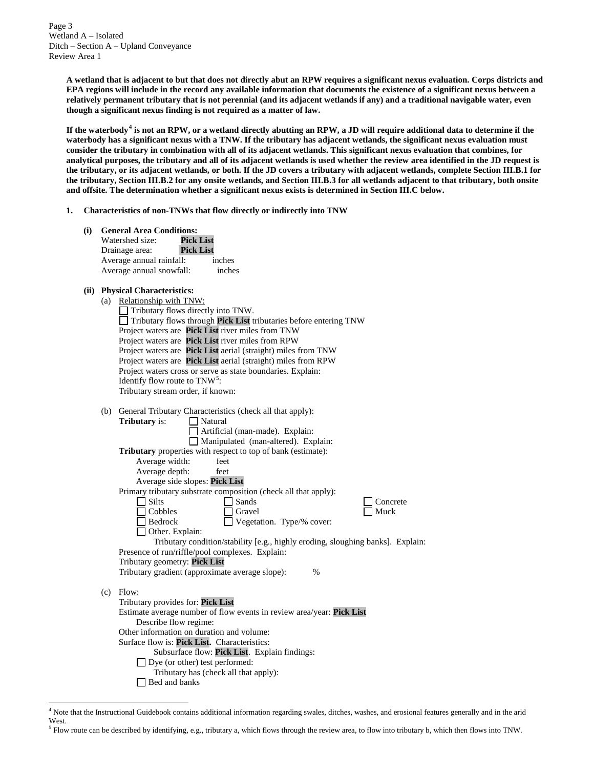Wetland A – Isolated
Ditch – Section A – Upland Conveyance
Review Area 1

**A wetland that is adjacent to but that does not directly abut an RPW requires a significant nexus evaluation. Corps districts and EPA regions will include in the record any available information that documents the existence of a significant nexus between a relatively permanent tributary that is not perennial (and its adjacent wetlands if any) and a traditional navigable water, even though a significant nexus finding is not required as a matter of law.**

**If the waterbody[4] is not an RPW, or a wetland directly abutting an RPW, a JD will require additional data to determine if the waterbody has a significant nexus with a TNW. If the tributary has adjacent wetlands, the significant nexus evaluation must consider the tributary in combination with all of its adjacent wetlands. This significant nexus evaluation that combines, for analytical purposes, the tributary and all of its adjacent wetlands is used whether the review area identified in the JD request is the tributary, or its adjacent wetlands, or both. If the JD covers a tributary with adjacent wetlands, complete Section III.B.1 for the tributary, Section III.B.2 for any onsite wetlands, and Section III.B.3 for all wetlands adjacent to that tributary, both onsite and offsite. The determination whether a significant nexus exists is determined in Section III.C below.**

**1. Characteristics of non-TNWs that flow directly or indirectly into TNW**

**(i) General Area Conditions:**

Watershed size: **Pick List**
Drainage area: **Pick List**
Average annual rainfall: inches
Average annual snowfall: inches

**(ii) Physical Characteristics:**

(a) Relationship with TNW:

☐ Tributary flows directly into TNW.
☐ Tributary flows through **Pick List** tributaries before entering TNW

Project waters are **Pick List** river miles from TNW
Project waters are **Pick List** river miles from RPW
Project waters are **Pick List** aerial (straight) miles from TNW
Project waters are **Pick List** aerial (straight) miles from RPW
Project waters cross or serve as state boundaries. Explain:
Identify flow route to TNW[5]:
Tributary stream order, if known:

(b) General Tributary Characteristics (check all that apply):

**Tributary** is: ☐ Natural
☐ Artificial (man-made). Explain:
☐ Manipulated (man-altered). Explain:

**Tributary** properties with respect to top of bank (estimate):
Average width: feet
Average depth: feet
Average side slopes: **Pick List**

Primary tributary substrate composition (check all that apply):

☐ Silts ☐ Sands ☐ Concrete
☐ Cobbles ☐ Gravel ☐ Muck
☐ Bedrock ☐ Vegetation. Type/% cover:
☐ Other. Explain:

Tributary condition/stability [e.g., highly eroding, sloughing banks]. Explain:
Presence of run/riffle/pool complexes. Explain:
Tributary geometry: **Pick List**
Tributary gradient (approximate average slope): %

(c) Flow:

Tributary provides for: **Pick List**
Estimate average number of flow events in review area/year: **Pick List**
Describe flow regime:
Other information on duration and volume:
Surface flow is: **Pick List.** Characteristics:
Subsurface flow: **Pick List**. Explain findings:
☐ Dye (or other) test performed:
Tributary has (check all that apply):
☐ Bed and banks

[4] Note that the Instructional Guidebook contains additional information regarding swales, ditches, washes, and erosional features generally and in the arid West.
[5] Flow route can be described by identifying, e.g., tributary a, which flows through the review area, to flow into tributary b, which then flows into TNW.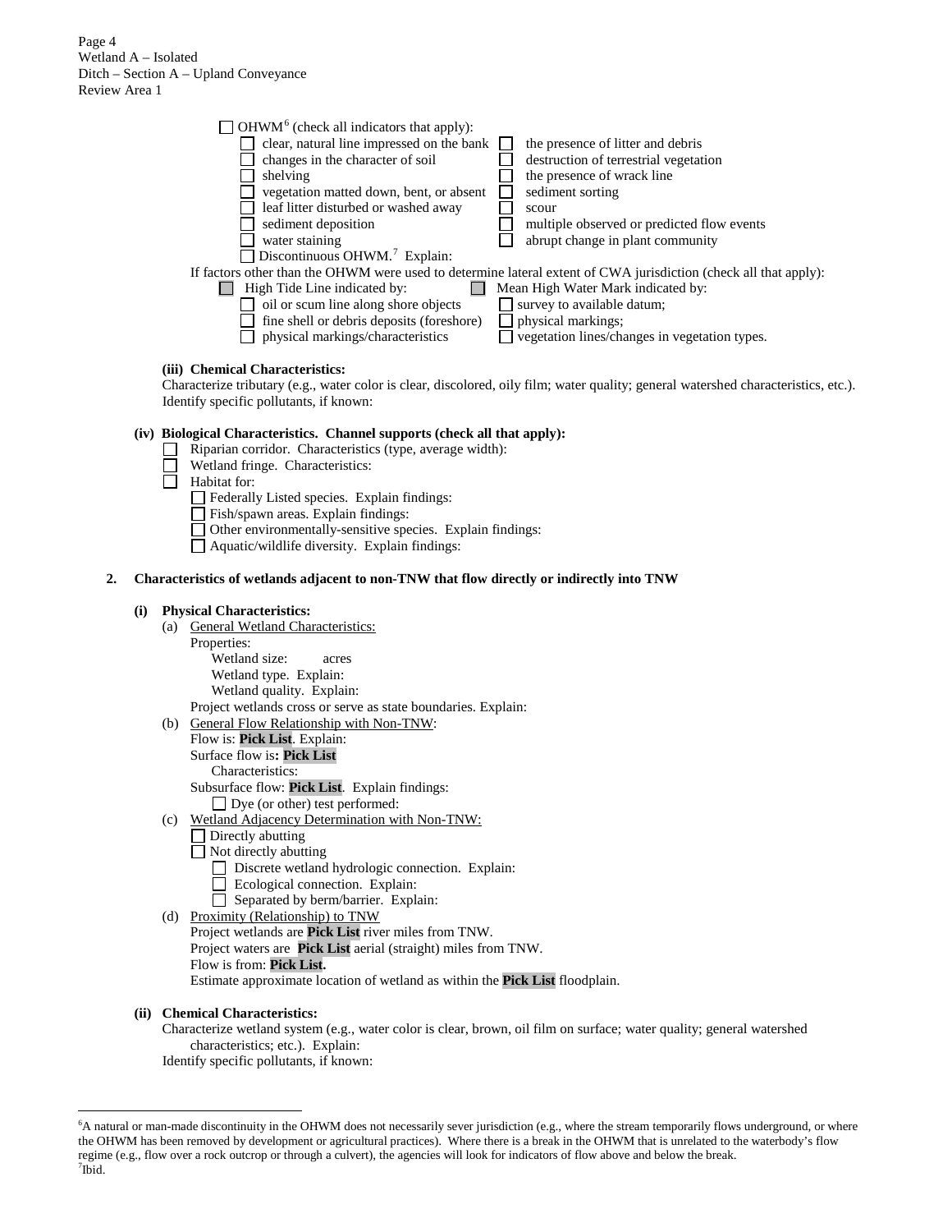Page 4
Wetland A – Isolated
Ditch – Section A – Upland Conveyance
Review Area 1

☐ OHWM[6] (check all indicators that apply):

- ☐ clear, natural line impressed on the bank
- ☐ changes in the character of soil
- ☐ shelving
- ☐ vegetation matted down, bent, or absent
- ☐ leaf litter disturbed or washed away
- ☐ sediment deposition
- ☐ water staining
- ☐ the presence of litter and debris
- ☐ destruction of terrestrial vegetation
- ☐ the presence of wrack line
- ☐ sediment sorting
- ☐ scour
- ☐ multiple observed or predicted flow events
- ☐ abrupt change in plant community

☐ Discontinuous OHWM.[7] Explain:

If factors other than the OHWM were used to determine lateral extent of CWA jurisdiction (check all that apply):

☐ High Tide Line indicated by:
- ☐ oil or scum line along shore objects
- ☐ fine shell or debris deposits (foreshore)
- ☐ physical markings/characteristics

☐ Mean High Water Mark indicated by:
- ☐ survey to available datum;
- ☐ physical markings;
- ☐ vegetation lines/changes in vegetation types.

**(iii) Chemical Characteristics:**

Characterize tributary (e.g., water color is clear, discolored, oily film; water quality; general watershed characteristics, etc.). Identify specific pollutants, if known:

**(iv) Biological Characteristics. Channel supports (check all that apply):**

- ☐ Riparian corridor. Characteristics (type, average width):
- ☐ Wetland fringe. Characteristics:
- ☐ Habitat for:
  - ☐ Federally Listed species. Explain findings:
  - ☐ Fish/spawn areas. Explain findings:
  - ☐ Other environmentally-sensitive species. Explain findings:
  - ☐ Aquatic/wildlife diversity. Explain findings:

**2. Characteristics of wetlands adjacent to non-TNW that flow directly or indirectly into TNW**

**(i) Physical Characteristics:**

(a) General Wetland Characteristics:

Properties:

Wetland size: acres

Wetland type. Explain:

Wetland quality. Explain:

Project wetlands cross or serve as state boundaries. Explain:

(b) General Flow Relationship with Non-TNW:

Flow is: **Pick List**. Explain:

Surface flow is**: Pick List**

Characteristics:

Subsurface flow: **Pick List**. Explain findings:

☐ Dye (or other) test performed:

(c) Wetland Adjacency Determination with Non-TNW:

☐ Directly abutting

☐ Not directly abutting

- ☐ Discrete wetland hydrologic connection. Explain:
- ☐ Ecological connection. Explain:
- ☐ Separated by berm/barrier. Explain:

(d) Proximity (Relationship) to TNW

Project wetlands are **Pick List** river miles from TNW.

Project waters are **Pick List** aerial (straight) miles from TNW.

Flow is from: **Pick List.**

Estimate approximate location of wetland as within the **Pick List** floodplain.

**(ii) Chemical Characteristics:**

Characterize wetland system (e.g., water color is clear, brown, oil film on surface; water quality; general watershed characteristics; etc.). Explain:

Identify specific pollutants, if known:

---

[6] A natural or man-made discontinuity in the OHWM does not necessarily sever jurisdiction (e.g., where the stream temporarily flows underground, or where the OHWM has been removed by development or agricultural practices). Where there is a break in the OHWM that is unrelated to the waterbody's flow regime (e.g., flow over a rock outcrop or through a culvert), the agencies will look for indicators of flow above and below the break.

[7] Ibid.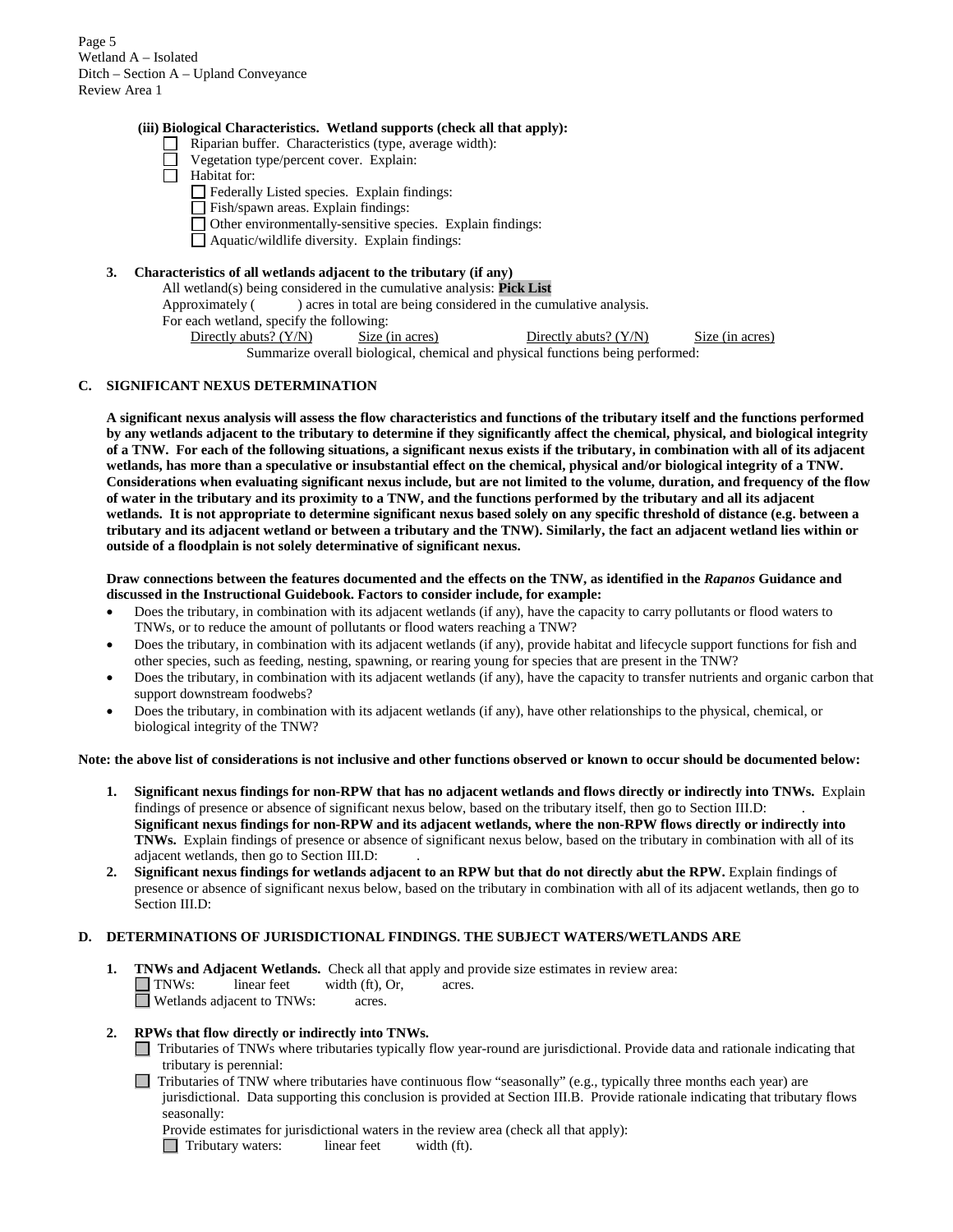Wetland A – Isolated
Ditch – Section A – Upland Conveyance
Review Area 1

**(iii) Biological Characteristics. Wetland supports (check all that apply):**

- ☐ Riparian buffer. Characteristics (type, average width):
- ☐ Vegetation type/percent cover. Explain:
- ☐ Habitat for:
  - ☐ Federally Listed species. Explain findings:
  - ☐ Fish/spawn areas. Explain findings:
  - ☐ Other environmentally-sensitive species. Explain findings:
  - ☐ Aquatic/wildlife diversity. Explain findings:

**3. Characteristics of all wetlands adjacent to the tributary (if any)**

All wetland(s) being considered in the cumulative analysis: **Pick List**
Approximately ( ) acres in total are being considered in the cumulative analysis.
For each wetland, specify the following:

| Directly abuts? (Y/N) | Size (in acres) | Directly abuts? (Y/N) | Size (in acres) |
|---|---|---|---|

Summarize overall biological, chemical and physical functions being performed:

## C. SIGNIFICANT NEXUS DETERMINATION

**A significant nexus analysis will assess the flow characteristics and functions of the tributary itself and the functions performed by any wetlands adjacent to the tributary to determine if they significantly affect the chemical, physical, and biological integrity of a TNW. For each of the following situations, a significant nexus exists if the tributary, in combination with all of its adjacent wetlands, has more than a speculative or insubstantial effect on the chemical, physical and/or biological integrity of a TNW. Considerations when evaluating significant nexus include, but are not limited to the volume, duration, and frequency of the flow of water in the tributary and its proximity to a TNW, and the functions performed by the tributary and all its adjacent wetlands. It is not appropriate to determine significant nexus based solely on any specific threshold of distance (e.g. between a tributary and its adjacent wetland or between a tributary and the TNW). Similarly, the fact an adjacent wetland lies within or outside of a floodplain is not solely determinative of significant nexus.**

**Draw connections between the features documented and the effects on the TNW, as identified in the *Rapanos* Guidance and discussed in the Instructional Guidebook. Factors to consider include, for example:**

- Does the tributary, in combination with its adjacent wetlands (if any), have the capacity to carry pollutants or flood waters to TNWs, or to reduce the amount of pollutants or flood waters reaching a TNW?
- Does the tributary, in combination with its adjacent wetlands (if any), provide habitat and lifecycle support functions for fish and other species, such as feeding, nesting, spawning, or rearing young for species that are present in the TNW?
- Does the tributary, in combination with its adjacent wetlands (if any), have the capacity to transfer nutrients and organic carbon that support downstream foodwebs?
- Does the tributary, in combination with its adjacent wetlands (if any), have other relationships to the physical, chemical, or biological integrity of the TNW?

**Note: the above list of considerations is not inclusive and other functions observed or known to occur should be documented below:**

1. **Significant nexus findings for non-RPW that has no adjacent wetlands and flows directly or indirectly into TNWs.** Explain findings of presence or absence of significant nexus below, based on the tributary itself, then go to Section III.D: .
   **Significant nexus findings for non-RPW and its adjacent wetlands, where the non-RPW flows directly or indirectly into TNWs.** Explain findings of presence or absence of significant nexus below, based on the tributary in combination with all of its adjacent wetlands, then go to Section III.D: .
2. **Significant nexus findings for wetlands adjacent to an RPW but that do not directly abut the RPW.** Explain findings of presence or absence of significant nexus below, based on the tributary in combination with all of its adjacent wetlands, then go to Section III.D:

## D. DETERMINATIONS OF JURISDICTIONAL FINDINGS. THE SUBJECT WATERS/WETLANDS ARE

1. **TNWs and Adjacent Wetlands.** Check all that apply and provide size estimates in review area:
   - ☐ TNWs: linear feet width (ft), Or, acres.
   - ☐ Wetlands adjacent to TNWs: acres.

2. **RPWs that flow directly or indirectly into TNWs.**
   - ☐ Tributaries of TNWs where tributaries typically flow year-round are jurisdictional. Provide data and rationale indicating that tributary is perennial:
   - ☐ Tributaries of TNW where tributaries have continuous flow "seasonally" (e.g., typically three months each year) are jurisdictional. Data supporting this conclusion is provided at Section III.B. Provide rationale indicating that tributary flows seasonally:

   Provide estimates for jurisdictional waters in the review area (check all that apply):
   - ☐ Tributary waters: linear feet width (ft).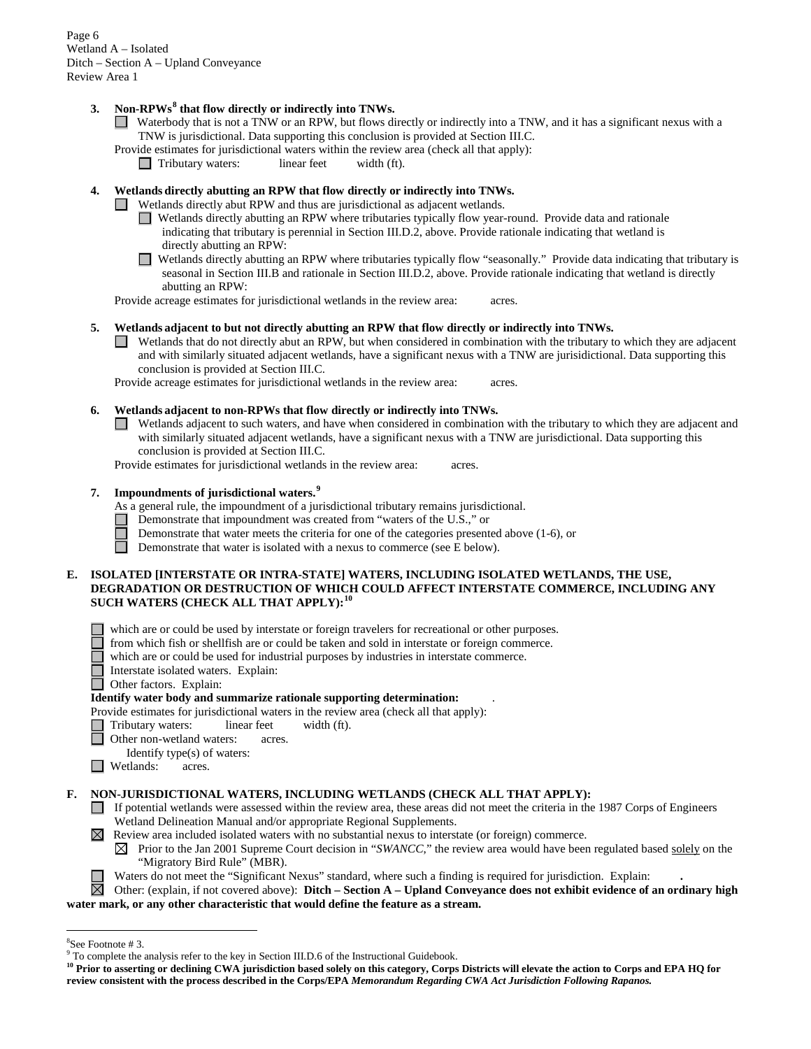Wetland A – Isolated
Ditch – Section A – Upland Conveyance
Review Area 1

**3. Non-RPWs[8] that flow directly or indirectly into TNWs.**

☐ Waterbody that is not a TNW or an RPW, but flows directly or indirectly into a TNW, and it has a significant nexus with a TNW is jurisdictional. Data supporting this conclusion is provided at Section III.C.

Provide estimates for jurisdictional waters within the review area (check all that apply):

☐ Tributary waters: linear feet width (ft).

**4. Wetlands directly abutting an RPW that flow directly or indirectly into TNWs.**

☐ Wetlands directly abut RPW and thus are jurisdictional as adjacent wetlands.

☐ Wetlands directly abutting an RPW where tributaries typically flow year-round. Provide data and rationale indicating that tributary is perennial in Section III.D.2, above. Provide rationale indicating that wetland is directly abutting an RPW:

☐ Wetlands directly abutting an RPW where tributaries typically flow "seasonally." Provide data indicating that tributary is seasonal in Section III.B and rationale in Section III.D.2, above. Provide rationale indicating that wetland is directly abutting an RPW:

Provide acreage estimates for jurisdictional wetlands in the review area: acres.

**5. Wetlands adjacent to but not directly abutting an RPW that flow directly or indirectly into TNWs.**

☐ Wetlands that do not directly abut an RPW, but when considered in combination with the tributary to which they are adjacent and with similarly situated adjacent wetlands, have a significant nexus with a TNW are jurisidictional. Data supporting this conclusion is provided at Section III.C.

Provide acreage estimates for jurisdictional wetlands in the review area: acres.

**6. Wetlands adjacent to non-RPWs that flow directly or indirectly into TNWs.**

☐ Wetlands adjacent to such waters, and have when considered in combination with the tributary to which they are adjacent and with similarly situated adjacent wetlands, have a significant nexus with a TNW are jurisdictional. Data supporting this conclusion is provided at Section III.C.

Provide estimates for jurisdictional wetlands in the review area: acres.

**7. Impoundments of jurisdictional waters.[9]**

As a general rule, the impoundment of a jurisdictional tributary remains jurisdictional.

☐ Demonstrate that impoundment was created from "waters of the U.S.," or
☐ Demonstrate that water meets the criteria for one of the categories presented above (1-6), or
☐ Demonstrate that water is isolated with a nexus to commerce (see E below).

**E. ISOLATED [INTERSTATE OR INTRA-STATE] WATERS, INCLUDING ISOLATED WETLANDS, THE USE, DEGRADATION OR DESTRUCTION OF WHICH COULD AFFECT INTERSTATE COMMERCE, INCLUDING ANY SUCH WATERS (CHECK ALL THAT APPLY):[10]**

☐ which are or could be used by interstate or foreign travelers for recreational or other purposes.
☐ from which fish or shellfish are or could be taken and sold in interstate or foreign commerce.
☐ which are or could be used for industrial purposes by industries in interstate commerce.
☐ Interstate isolated waters. Explain:
☐ Other factors. Explain:

**Identify water body and summarize rationale supporting determination:** .

Provide estimates for jurisdictional waters in the review area (check all that apply):

☐ Tributary waters: linear feet width (ft).
☐ Other non-wetland waters: acres.
Identify type(s) of waters:
☐ Wetlands: acres.

**F. NON-JURISDICTIONAL WATERS, INCLUDING WETLANDS (CHECK ALL THAT APPLY):**

☐ If potential wetlands were assessed within the review area, these areas did not meet the criteria in the 1987 Corps of Engineers Wetland Delineation Manual and/or appropriate Regional Supplements.

☒ Review area included isolated waters with no substantial nexus to interstate (or foreign) commerce.

☒ Prior to the Jan 2001 Supreme Court decision in "*SWANCC*," the review area would have been regulated based solely on the "Migratory Bird Rule" (MBR).

☐ Waters do not meet the "Significant Nexus" standard, where such a finding is required for jurisdiction. Explain: **.**

☒ Other: (explain, if not covered above): **Ditch – Section A – Upland Conveyance does not exhibit evidence of an ordinary high water mark, or any other characteristic that would define the feature as a stream.**

---

[8] See Footnote # 3.
[9] To complete the analysis refer to the key in Section III.D.6 of the Instructional Guidebook.
[10] **Prior to asserting or declining CWA jurisdiction based solely on this category, Corps Districts will elevate the action to Corps and EPA HQ for review consistent with the process described in the Corps/EPA *Memorandum Regarding CWA Act Jurisdiction Following Rapanos.***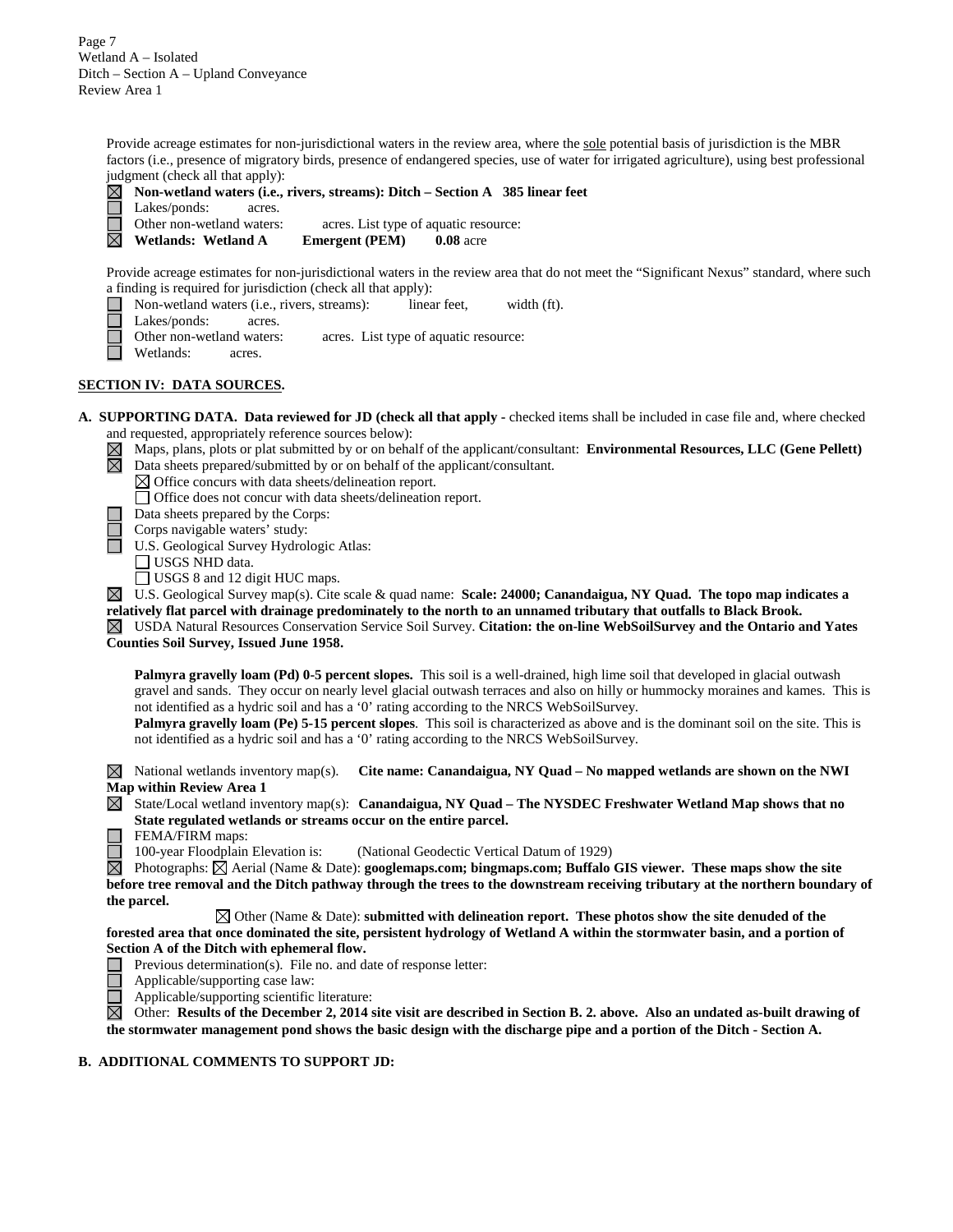Page 7
Wetland A – Isolated
Ditch – Section A – Upland Conveyance
Review Area 1

Provide acreage estimates for non-jurisdictional waters in the review area, where the sole potential basis of jurisdiction is the MBR factors (i.e., presence of migratory birds, presence of endangered species, use of water for irrigated agriculture), using best professional judgment (check all that apply):

- ☒ **Non-wetland waters (i.e., rivers, streams): Ditch – Section A 385 linear feet**
- ☐ Lakes/ponds: acres.
- ☐ Other non-wetland waters: acres. List type of aquatic resource:
- ☒ **Wetlands: Wetland A Emergent (PEM) 0.08** acre

Provide acreage estimates for non-jurisdictional waters in the review area that do not meet the "Significant Nexus" standard, where such a finding is required for jurisdiction (check all that apply):

- ☐ Non-wetland waters (i.e., rivers, streams): linear feet, width (ft).
- ☐ Lakes/ponds: acres.
- ☐ Other non-wetland waters: acres. List type of aquatic resource:
- ☐ Wetlands: acres.

## SECTION IV: DATA SOURCES.

**A. SUPPORTING DATA. Data reviewed for JD (check all that apply** - checked items shall be included in case file and, where checked and requested, appropriately reference sources below):

- ☒ Maps, plans, plots or plat submitted by or on behalf of the applicant/consultant: **Environmental Resources, LLC (Gene Pellett)**
- ☒ Data sheets prepared/submitted by or on behalf of the applicant/consultant.
  - ☒ Office concurs with data sheets/delineation report.
  - ☐ Office does not concur with data sheets/delineation report.
- ☐ Data sheets prepared by the Corps:
- ☐ Corps navigable waters' study:
- ☐ U.S. Geological Survey Hydrologic Atlas:
  - ☐ USGS NHD data.
  - ☐ USGS 8 and 12 digit HUC maps.
- ☒ U.S. Geological Survey map(s). Cite scale & quad name: **Scale: 24000; Canandaigua, NY Quad. The topo map indicates a relatively flat parcel with drainage predominately to the north to an unnamed tributary that outfalls to Black Brook.**
- ☒ USDA Natural Resources Conservation Service Soil Survey. **Citation: the on-line WebSoilSurvey and the Ontario and Yates Counties Soil Survey, Issued June 1958.**

  **Palmyra gravelly loam (Pd) 0-5 percent slopes.** This soil is a well-drained, high lime soil that developed in glacial outwash gravel and sands. They occur on nearly level glacial outwash terraces and also on hilly or hummocky moraines and kames. This is not identified as a hydric soil and has a '0' rating according to the NRCS WebSoilSurvey.

  **Palmyra gravelly loam (Pe) 5-15 percent slopes**. This soil is characterized as above and is the dominant soil on the site. This is not identified as a hydric soil and has a '0' rating according to the NRCS WebSoilSurvey.

- ☒ National wetlands inventory map(s). **Cite name: Canandaigua, NY Quad – No mapped wetlands are shown on the NWI Map within Review Area 1**
- ☒ State/Local wetland inventory map(s): **Canandaigua, NY Quad – The NYSDEC Freshwater Wetland Map shows that no State regulated wetlands or streams occur on the entire parcel.**
- ☐ FEMA/FIRM maps:
- ☐ 100-year Floodplain Elevation is: (National Geodectic Vertical Datum of 1929)
- ☒ Photographs: ☒ Aerial (Name & Date): **googlemaps.com; bingmaps.com; Buffalo GIS viewer. These maps show the site before tree removal and the Ditch pathway through the trees to the downstream receiving tributary at the northern boundary of the parcel.**

  ☒ Other (Name & Date): **submitted with delineation report. These photos show the site denuded of the forested area that once dominated the site, persistent hydrology of Wetland A within the stormwater basin, and a portion of Section A of the Ditch with ephemeral flow.**
- ☐ Previous determination(s). File no. and date of response letter:
- ☐ Applicable/supporting case law:
- ☐ Applicable/supporting scientific literature:
- ☒ Other: **Results of the December 2, 2014 site visit are described in Section B. 2. above. Also an undated as-built drawing of the stormwater management pond shows the basic design with the discharge pipe and a portion of the Ditch - Section A.**

**B. ADDITIONAL COMMENTS TO SUPPORT JD:**